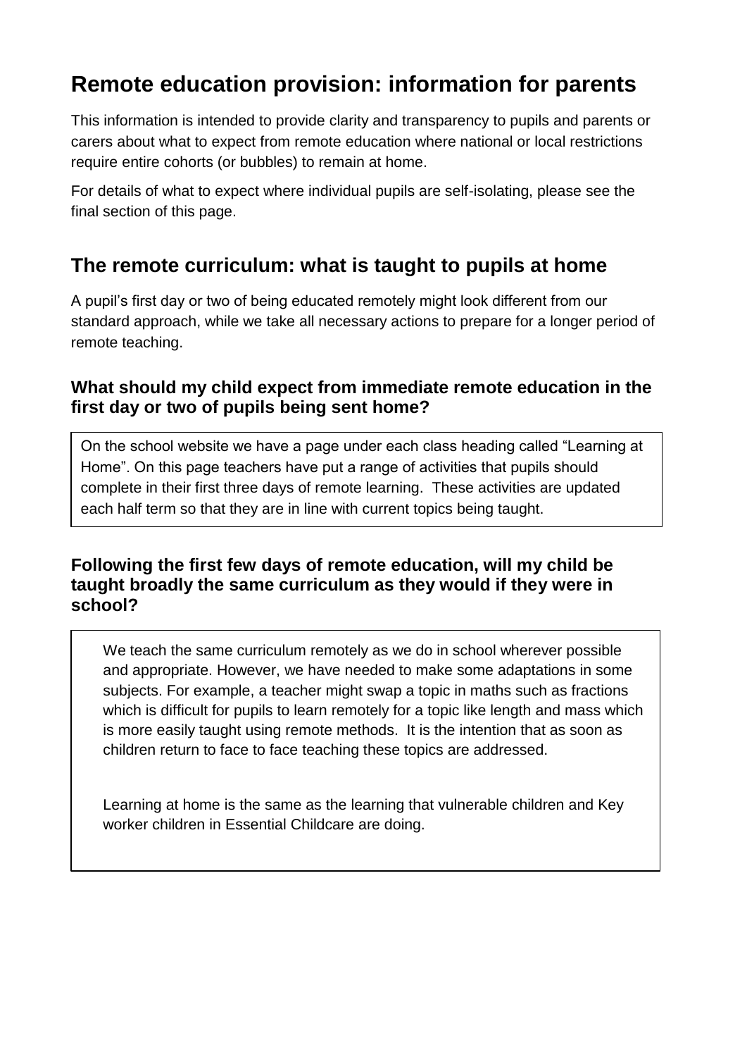# Remote education provision: information for parents

This information is intended to provide clarity and transparency to pupils and parents or carers about what to expect from remote education where national or local restrictions require entire cohorts (or bubbles) to remain at home.

For details of what to expect where individual pupils are self-isolating, please see the final section of this page.

## The remote curriculum: what is taught to pupils at home

A pupil's first day or two of being educated remotely might look different from our standard approach, while we take all necessary actions to prepare for a longer period of remote teaching.

### What should my child expect from immediate remote education in the first day or two of pupils being sent home?

On the school website we have a page under each class heading called "Learning at Home". On this page teachers have put a range of activities that pupils should complete in their first three days of remote learning. These activities are updated each half term so that they are in line with current topics being taught.

### Following the first few days of remote education, will my child be taught broadly the same curriculum as they would if they were in school?

We teach the same curriculum remotely as we do in school wherever possible and appropriate. However, we have needed to make some adaptations in some subjects. For example, a teacher might swap a topic in maths such as fractions which is difficult for pupils to learn remotely for a topic like length and mass which is more easily taught using remote methods. It is the intention that as soon as children return to face to face teaching these topics are addressed.

Learning at home is the same as the learning that vulnerable children and Key worker children in Essential Childcare are doing.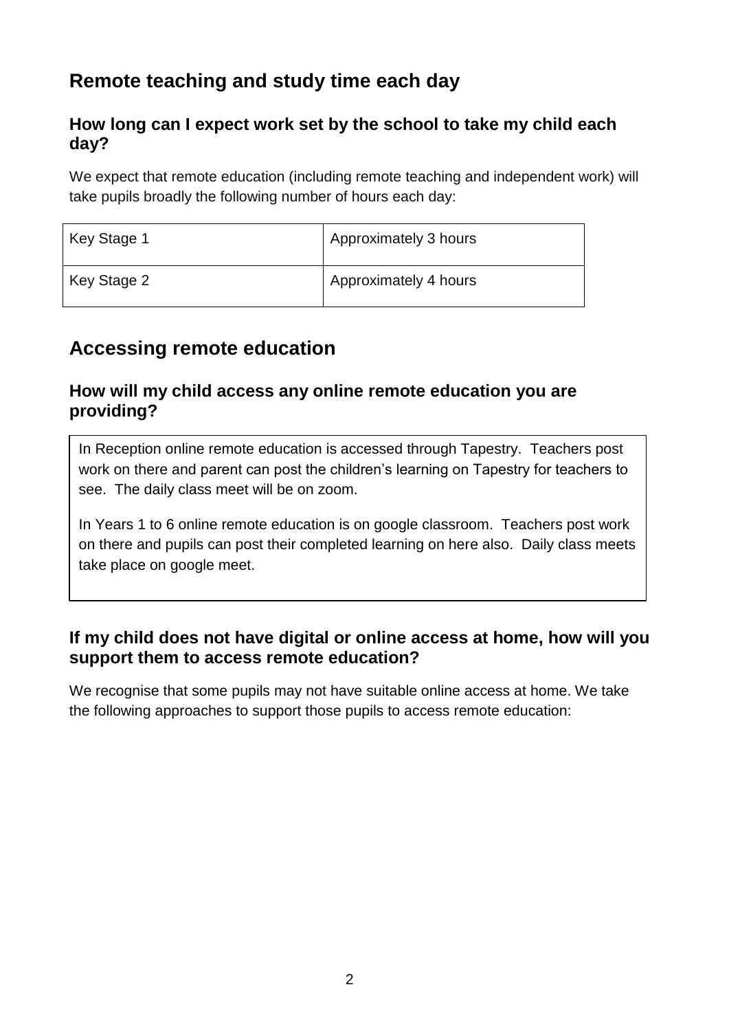## Remote teaching and study time each day

### How long can I expect work set by the school to take my child each day?

We expect that remote education (including remote teaching and independent work) will take pupils broadly the following number of hours each day:

| | |
|---|---|
| Key Stage 1 | Approximately 3 hours |
| Key Stage 2 | Approximately 4 hours |

## Accessing remote education

### How will my child access any online remote education you are providing?

In Reception online remote education is accessed through Tapestry. Teachers post work on there and parent can post the children's learning on Tapestry for teachers to see. The daily class meet will be on zoom.

In Years 1 to 6 online remote education is on google classroom. Teachers post work on there and pupils can post their completed learning on here also. Daily class meets take place on google meet.

### If my child does not have digital or online access at home, how will you support them to access remote education?

We recognise that some pupils may not have suitable online access at home. We take the following approaches to support those pupils to access remote education: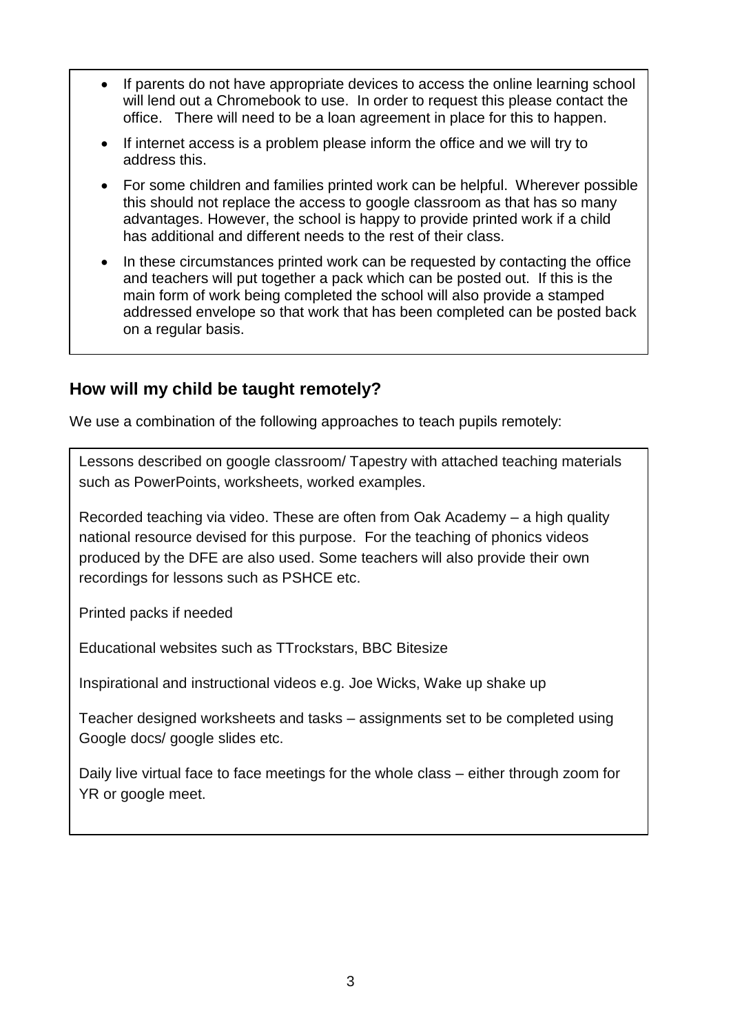- If parents do not have appropriate devices to access the online learning school will lend out a Chromebook to use. In order to request this please contact the office. There will need to be a loan agreement in place for this to happen.
- If internet access is a problem please inform the office and we will try to address this.
- For some children and families printed work can be helpful. Wherever possible this should not replace the access to google classroom as that has so many advantages. However, the school is happy to provide printed work if a child has additional and different needs to the rest of their class.
- In these circumstances printed work can be requested by contacting the office and teachers will put together a pack which can be posted out. If this is the main form of work being completed the school will also provide a stamped addressed envelope so that work that has been completed can be posted back on a regular basis.

## How will my child be taught remotely?

We use a combination of the following approaches to teach pupils remotely:

Lessons described on google classroom/ Tapestry with attached teaching materials such as PowerPoints, worksheets, worked examples.

Recorded teaching via video. These are often from Oak Academy – a high quality national resource devised for this purpose. For the teaching of phonics videos produced by the DFE are also used. Some teachers will also provide their own recordings for lessons such as PSHCE etc.

Printed packs if needed

Educational websites such as TTrockstars, BBC Bitesize

Inspirational and instructional videos e.g. Joe Wicks, Wake up shake up

Teacher designed worksheets and tasks – assignments set to be completed using Google docs/ google slides etc.

Daily live virtual face to face meetings for the whole class – either through zoom for YR or google meet.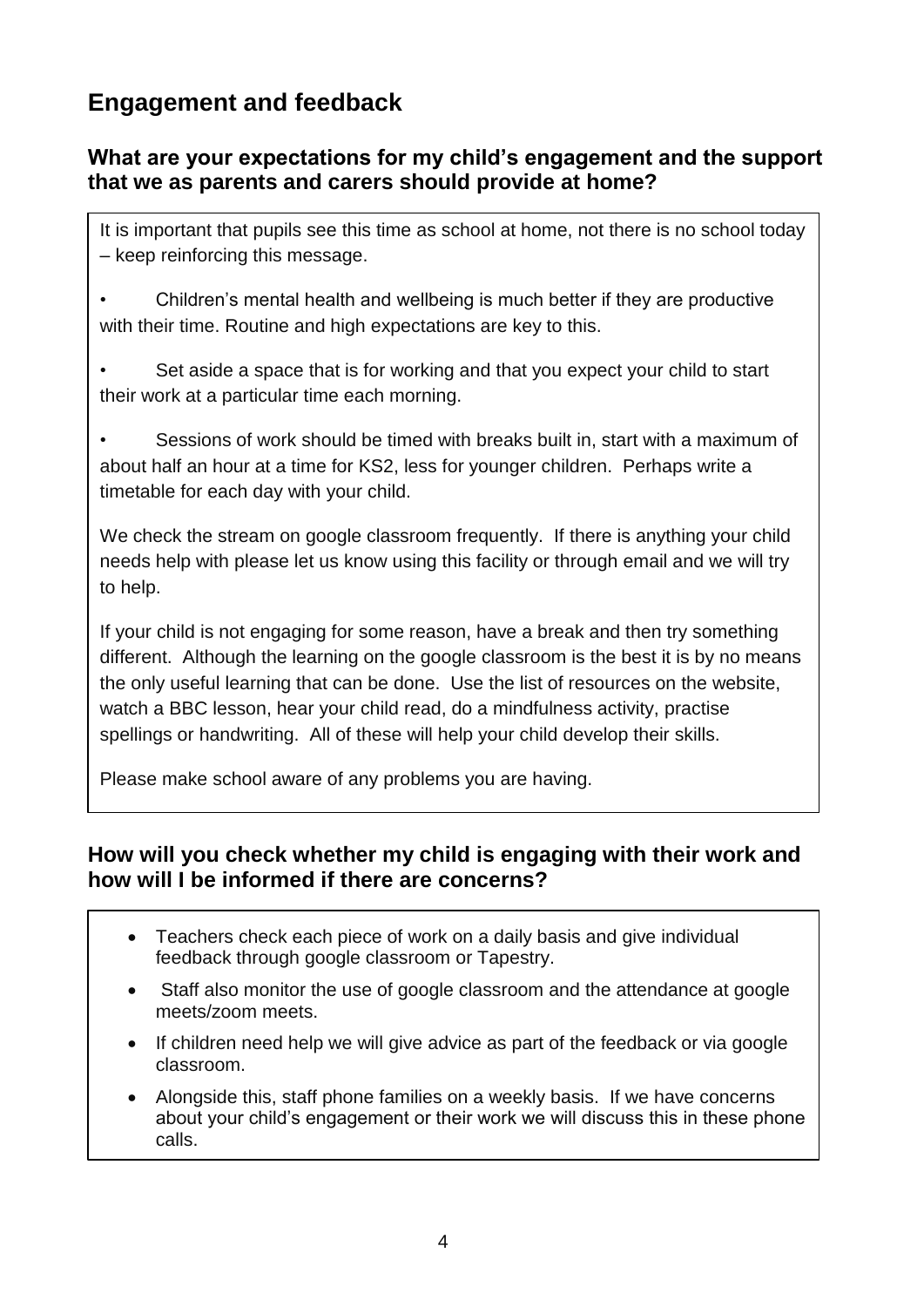## Engagement and feedback

### What are your expectations for my child's engagement and the support that we as parents and carers should provide at home?

It is important that pupils see this time as school at home, not there is no school today – keep reinforcing this message.

- Children's mental health and wellbeing is much better if they are productive with their time. Routine and high expectations are key to this.
- Set aside a space that is for working and that you expect your child to start their work at a particular time each morning.
- Sessions of work should be timed with breaks built in, start with a maximum of about half an hour at a time for KS2, less for younger children. Perhaps write a timetable for each day with your child.

We check the stream on google classroom frequently. If there is anything your child needs help with please let us know using this facility or through email and we will try to help.

If your child is not engaging for some reason, have a break and then try something different. Although the learning on the google classroom is the best it is by no means the only useful learning that can be done. Use the list of resources on the website, watch a BBC lesson, hear your child read, do a mindfulness activity, practise spellings or handwriting. All of these will help your child develop their skills.

Please make school aware of any problems you are having.

### How will you check whether my child is engaging with their work and how will I be informed if there are concerns?

- Teachers check each piece of work on a daily basis and give individual feedback through google classroom or Tapestry.
- Staff also monitor the use of google classroom and the attendance at google meets/zoom meets.
- If children need help we will give advice as part of the feedback or via google classroom.
- Alongside this, staff phone families on a weekly basis. If we have concerns about your child's engagement or their work we will discuss this in these phone calls.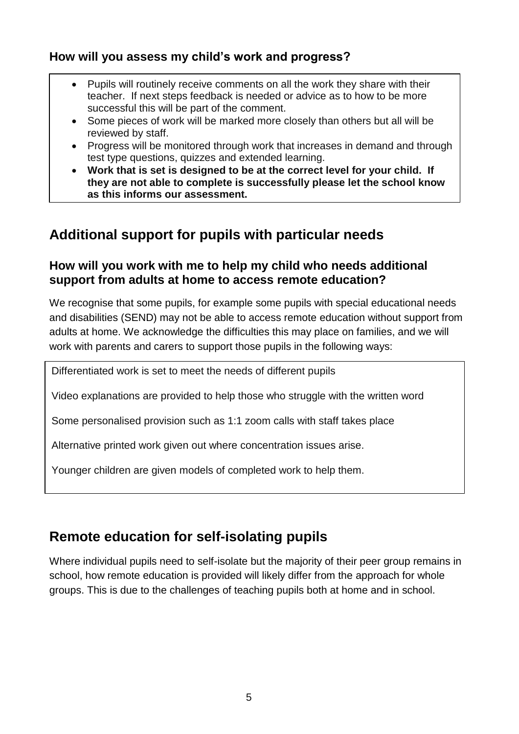### How will you assess my child's work and progress?

- Pupils will routinely receive comments on all the work they share with their teacher. If next steps feedback is needed or advice as to how to be more successful this will be part of the comment.
- Some pieces of work will be marked more closely than others but all will be reviewed by staff.
- Progress will be monitored through work that increases in demand and through test type questions, quizzes and extended learning.
- **Work that is set is designed to be at the correct level for your child. If they are not able to complete is successfully please let the school know as this informs our assessment.**

## Additional support for pupils with particular needs

### How will you work with me to help my child who needs additional support from adults at home to access remote education?

We recognise that some pupils, for example some pupils with special educational needs and disabilities (SEND) may not be able to access remote education without support from adults at home. We acknowledge the difficulties this may place on families, and we will work with parents and carers to support those pupils in the following ways:

Differentiated work is set to meet the needs of different pupils

Video explanations are provided to help those who struggle with the written word

Some personalised provision such as 1:1 zoom calls with staff takes place

Alternative printed work given out where concentration issues arise.

Younger children are given models of completed work to help them.

## Remote education for self-isolating pupils

Where individual pupils need to self-isolate but the majority of their peer group remains in school, how remote education is provided will likely differ from the approach for whole groups. This is due to the challenges of teaching pupils both at home and in school.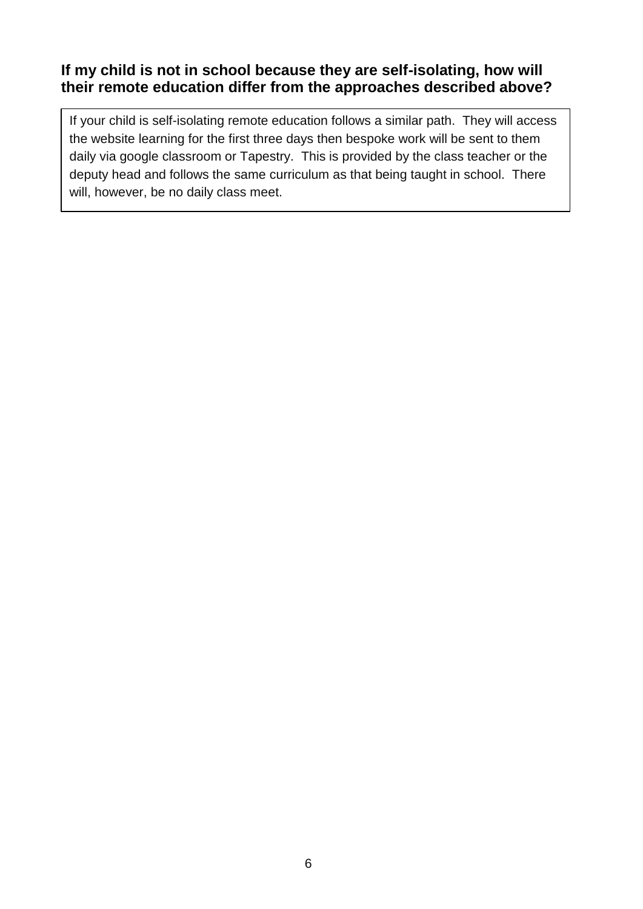### If my child is not in school because they are self-isolating, how will their remote education differ from the approaches described above?

If your child is self-isolating remote education follows a similar path. They will access the website learning for the first three days then bespoke work will be sent to them daily via google classroom or Tapestry. This is provided by the class teacher or the deputy head and follows the same curriculum as that being taught in school. There will, however, be no daily class meet.